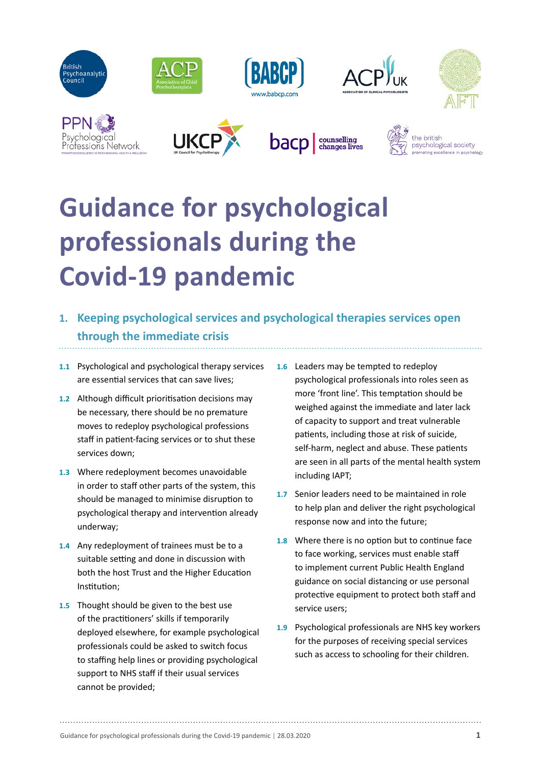# Guidance for psychological professionals during the Covid-19 pandemic

## 1. Keeping psychological services and psychological therapies services open through the immediate crisis

**1.1** Psychological and psychological therapy services are essential services that can save lives;

**1.2** Although difficult prioritisation decisions may be necessary, there should be no premature moves to redeploy psychological professions staff in patient-facing services or to shut these services down;

**1.3** Where redeployment becomes unavoidable in order to staff other parts of the system, this should be managed to minimise disruption to psychological therapy and intervention already underway;

**1.4** Any redeployment of trainees must be to a suitable setting and done in discussion with both the host Trust and the Higher Education Institution;

**1.5** Thought should be given to the best use of the practitioners' skills if temporarily deployed elsewhere, for example psychological professionals could be asked to switch focus to staffing help lines or providing psychological support to NHS staff if their usual services cannot be provided;

**1.6** Leaders may be tempted to redeploy psychological professionals into roles seen as more 'front line'. This temptation should be weighed against the immediate and later lack of capacity to support and treat vulnerable patients, including those at risk of suicide, self-harm, neglect and abuse. These patients are seen in all parts of the mental health system including IAPT;

**1.7** Senior leaders need to be maintained in role to help plan and deliver the right psychological response now and into the future;

**1.8** Where there is no option but to continue face to face working, services must enable staff to implement current Public Health England guidance on social distancing or use personal protective equipment to protect both staff and service users;

**1.9** Psychological professionals are NHS key workers for the purposes of receiving special services such as access to schooling for their children.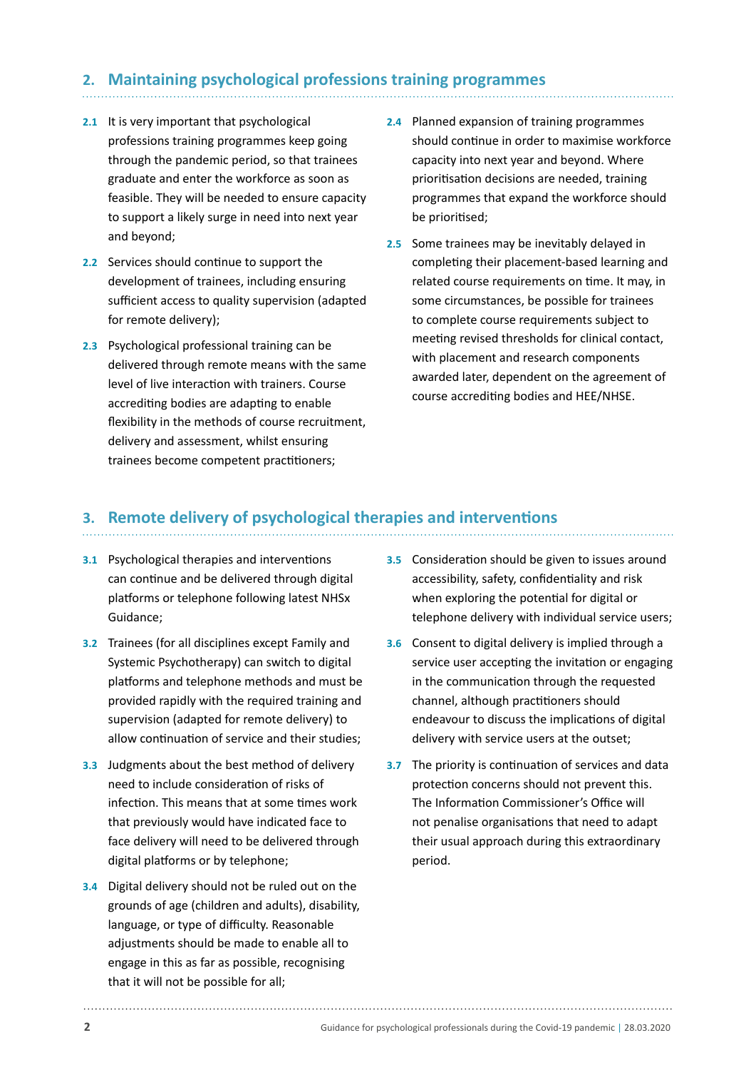## 2. Maintaining psychological professions training programmes

**2.1** It is very important that psychological professions training programmes keep going through the pandemic period, so that trainees graduate and enter the workforce as soon as feasible. They will be needed to ensure capacity to support a likely surge in need into next year and beyond;

**2.2** Services should continue to support the development of trainees, including ensuring sufficient access to quality supervision (adapted for remote delivery);

**2.3** Psychological professional training can be delivered through remote means with the same level of live interaction with trainers. Course accrediting bodies are adapting to enable flexibility in the methods of course recruitment, delivery and assessment, whilst ensuring trainees become competent practitioners;

**2.4** Planned expansion of training programmes should continue in order to maximise workforce capacity into next year and beyond. Where prioritisation decisions are needed, training programmes that expand the workforce should be prioritised;

**2.5** Some trainees may be inevitably delayed in completing their placement-based learning and related course requirements on time. It may, in some circumstances, be possible for trainees to complete course requirements subject to meeting revised thresholds for clinical contact, with placement and research components awarded later, dependent on the agreement of course accrediting bodies and HEE/NHSE.

## 3. Remote delivery of psychological therapies and interventions

**3.1** Psychological therapies and interventions can continue and be delivered through digital platforms or telephone following latest NHSx Guidance;

**3.2** Trainees (for all disciplines except Family and Systemic Psychotherapy) can switch to digital platforms and telephone methods and must be provided rapidly with the required training and supervision (adapted for remote delivery) to allow continuation of service and their studies;

**3.3** Judgments about the best method of delivery need to include consideration of risks of infection. This means that at some times work that previously would have indicated face to face delivery will need to be delivered through digital platforms or by telephone;

**3.4** Digital delivery should not be ruled out on the grounds of age (children and adults), disability, language, or type of difficulty. Reasonable adjustments should be made to enable all to engage in this as far as possible, recognising that it will not be possible for all;

**3.5** Consideration should be given to issues around accessibility, safety, confidentiality and risk when exploring the potential for digital or telephone delivery with individual service users;

**3.6** Consent to digital delivery is implied through a service user accepting the invitation or engaging in the communication through the requested channel, although practitioners should endeavour to discuss the implications of digital delivery with service users at the outset;

**3.7** The priority is continuation of services and data protection concerns should not prevent this. The Information Commissioner's Office will not penalise organisations that need to adapt their usual approach during this extraordinary period.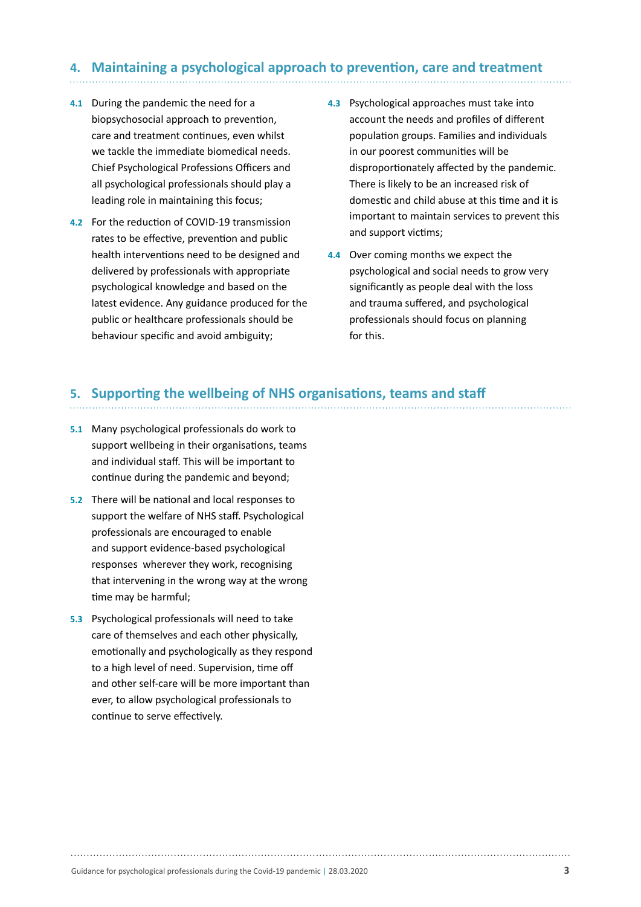## 4. Maintaining a psychological approach to prevention, care and treatment

**4.1** During the pandemic the need for a biopsychosocial approach to prevention, care and treatment continues, even whilst we tackle the immediate biomedical needs. Chief Psychological Professions Officers and all psychological professionals should play a leading role in maintaining this focus;

**4.2** For the reduction of COVID-19 transmission rates to be effective, prevention and public health interventions need to be designed and delivered by professionals with appropriate psychological knowledge and based on the latest evidence. Any guidance produced for the public or healthcare professionals should be behaviour specific and avoid ambiguity;

**4.3** Psychological approaches must take into account the needs and profiles of different population groups. Families and individuals in our poorest communities will be disproportionately affected by the pandemic. There is likely to be an increased risk of domestic and child abuse at this time and it is important to maintain services to prevent this and support victims;

**4.4** Over coming months we expect the psychological and social needs to grow very significantly as people deal with the loss and trauma suffered, and psychological professionals should focus on planning for this.

## 5. Supporting the wellbeing of NHS organisations, teams and staff

**5.1** Many psychological professionals do work to support wellbeing in their organisations, teams and individual staff. This will be important to continue during the pandemic and beyond;

**5.2** There will be national and local responses to support the welfare of NHS staff. Psychological professionals are encouraged to enable and support evidence-based psychological responses wherever they work, recognising that intervening in the wrong way at the wrong time may be harmful;

**5.3** Psychological professionals will need to take care of themselves and each other physically, emotionally and psychologically as they respond to a high level of need. Supervision, time off and other self-care will be more important than ever, to allow psychological professionals to continue to serve effectively.